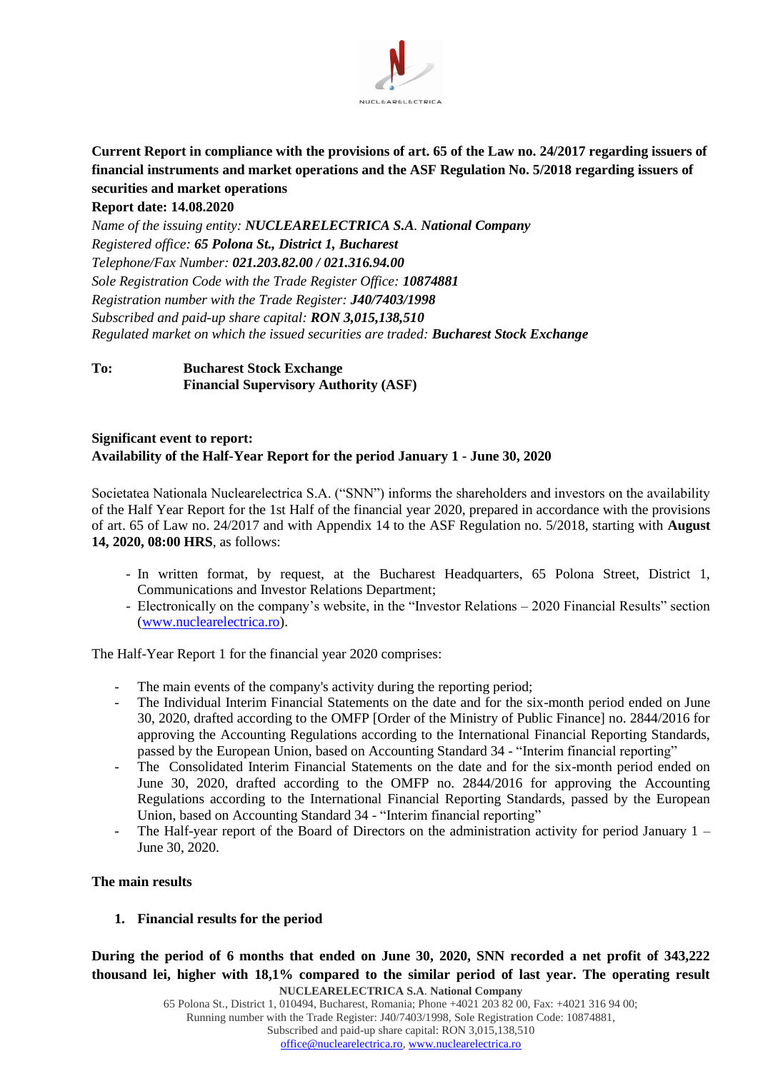**Current Report in compliance with the provisions of art. 65 of the Law no. 24/2017 regarding issuers of financial instruments and market operations and the ASF Regulation No. 5/2018 regarding issuers of securities and market operations**

**Report date: 14.08.2020**

*Name of the issuing entity:* ***NUCLEARELECTRICA S.A. National Company***
*Registered office:* ***65 Polona St., District 1, Bucharest***
*Telephone/Fax Number:* ***021.203.82.00 / 021.316.94.00***
*Sole Registration Code with the Trade Register Office:* ***10874881***
*Registration number with the Trade Register:* ***J40/7403/1998***
*Subscribed and paid-up share capital:* ***RON 3,015,138,510***
*Regulated market on which the issued securities are traded:* ***Bucharest Stock Exchange***

**To:** **Bucharest Stock Exchange**
**Financial Supervisory Authority (ASF)**

**Significant event to report:**
**Availability of the Half-Year Report for the period January 1 - June 30, 2020**

Societatea Nationala Nuclearelectrica S.A. ("SNN") informs the shareholders and investors on the availability of the Half Year Report for the 1st Half of the financial year 2020, prepared in accordance with the provisions of art. 65 of Law no. 24/2017 and with Appendix 14 to the ASF Regulation no. 5/2018, starting with **August 14, 2020, 08:00 HRS**, as follows:

- In written format, by request, at the Bucharest Headquarters, 65 Polona Street, District 1, Communications and Investor Relations Department;
- Electronically on the company's website, in the "Investor Relations – 2020 Financial Results" section (www.nuclearelectrica.ro).

The Half-Year Report 1 for the financial year 2020 comprises:

- The main events of the company's activity during the reporting period;
- The Individual Interim Financial Statements on the date and for the six-month period ended on June 30, 2020, drafted according to the OMFP [Order of the Ministry of Public Finance] no. 2844/2016 for approving the Accounting Regulations according to the International Financial Reporting Standards, passed by the European Union, based on Accounting Standard 34 - "Interim financial reporting"
- The Consolidated Interim Financial Statements on the date and for the six-month period ended on June 30, 2020, drafted according to the OMFP no. 2844/2016 for approving the Accounting Regulations according to the International Financial Reporting Standards, passed by the European Union, based on Accounting Standard 34 - "Interim financial reporting"
- The Half-year report of the Board of Directors on the administration activity for period January 1 – June 30, 2020.

**The main results**

1. **Financial results for the period**

**During the period of 6 months that ended on June 30, 2020, SNN recorded a net profit of 343,222 thousand lei, higher with 18,1% compared to the similar period of last year. The operating result**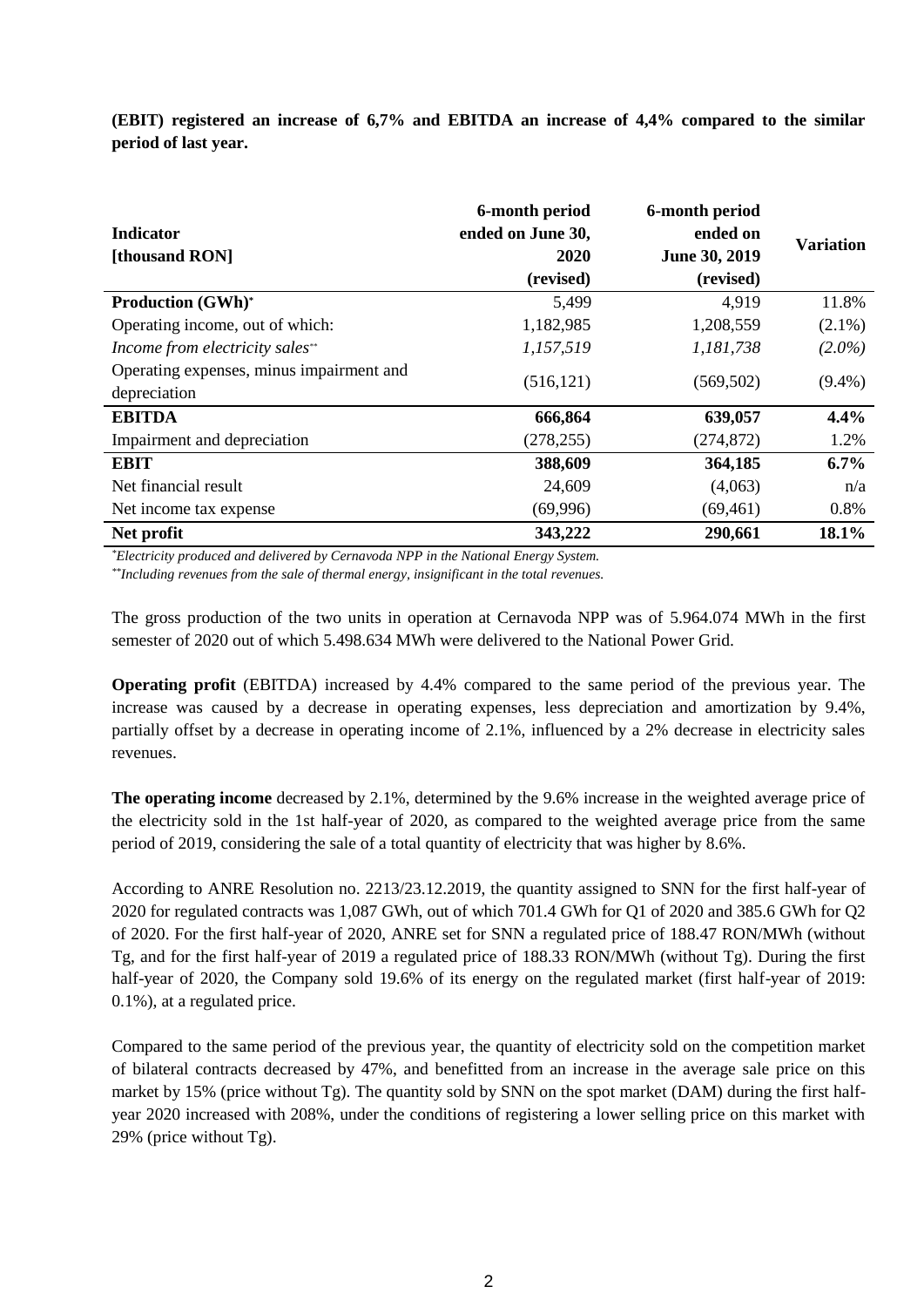**(EBIT) registered an increase of 6,7% and EBITDA an increase of 4,4% compared to the similar period of last year.**

| **Indicator [thousand RON]** | **6-month period ended on June 30, 2020 (revised)** | **6-month period ended on June 30, 2019 (revised)** | **Variation** |
|---|---|---|---|
| **Production (GWh)*** | 5,499 | 4,919 | 11.8% |
| Operating income, out of which: | 1,182,985 | 1,208,559 | (2.1%) |
| *Income from electricity sales*** | *1,157,519* | *1,181,738* | *(2.0%)* |
| Operating expenses, minus impairment and depreciation | (516,121) | (569,502) | (9.4%) |
| **EBITDA** | **666,864** | **639,057** | **4.4%** |
| Impairment and depreciation | (278,255) | (274,872) | 1.2% |
| **EBIT** | **388,609** | **364,185** | **6.7%** |
| Net financial result | 24,609 | (4,063) | n/a |
| Net income tax expense | (69,996) | (69,461) | 0.8% |
| **Net profit** | **343,222** | **290,661** | **18.1%** |

*\*Electricity produced and delivered by Cernavoda NPP in the National Energy System.*

*\*\*Including revenues from the sale of thermal energy, insignificant in the total revenues.*

The gross production of the two units in operation at Cernavoda NPP was of 5.964.074 MWh in the first semester of 2020 out of which 5.498.634 MWh were delivered to the National Power Grid.

**Operating profit** (EBITDA) increased by 4.4% compared to the same period of the previous year. The increase was caused by a decrease in operating expenses, less depreciation and amortization by 9.4%, partially offset by a decrease in operating income of 2.1%, influenced by a 2% decrease in electricity sales revenues.

**The operating income** decreased by 2.1%, determined by the 9.6% increase in the weighted average price of the electricity sold in the 1st half-year of 2020, as compared to the weighted average price from the same period of 2019, considering the sale of a total quantity of electricity that was higher by 8.6%.

According to ANRE Resolution no. 2213/23.12.2019, the quantity assigned to SNN for the first half-year of 2020 for regulated contracts was 1,087 GWh, out of which 701.4 GWh for Q1 of 2020 and 385.6 GWh for Q2 of 2020. For the first half-year of 2020, ANRE set for SNN a regulated price of 188.47 RON/MWh (without Tg, and for the first half-year of 2019 a regulated price of 188.33 RON/MWh (without Tg). During the first half-year of 2020, the Company sold 19.6% of its energy on the regulated market (first half-year of 2019: 0.1%), at a regulated price.

Compared to the same period of the previous year, the quantity of electricity sold on the competition market of bilateral contracts decreased by 47%, and benefitted from an increase in the average sale price on this market by 15% (price without Tg). The quantity sold by SNN on the spot market (DAM) during the first half-year 2020 increased with 208%, under the conditions of registering a lower selling price on this market with 29% (price without Tg).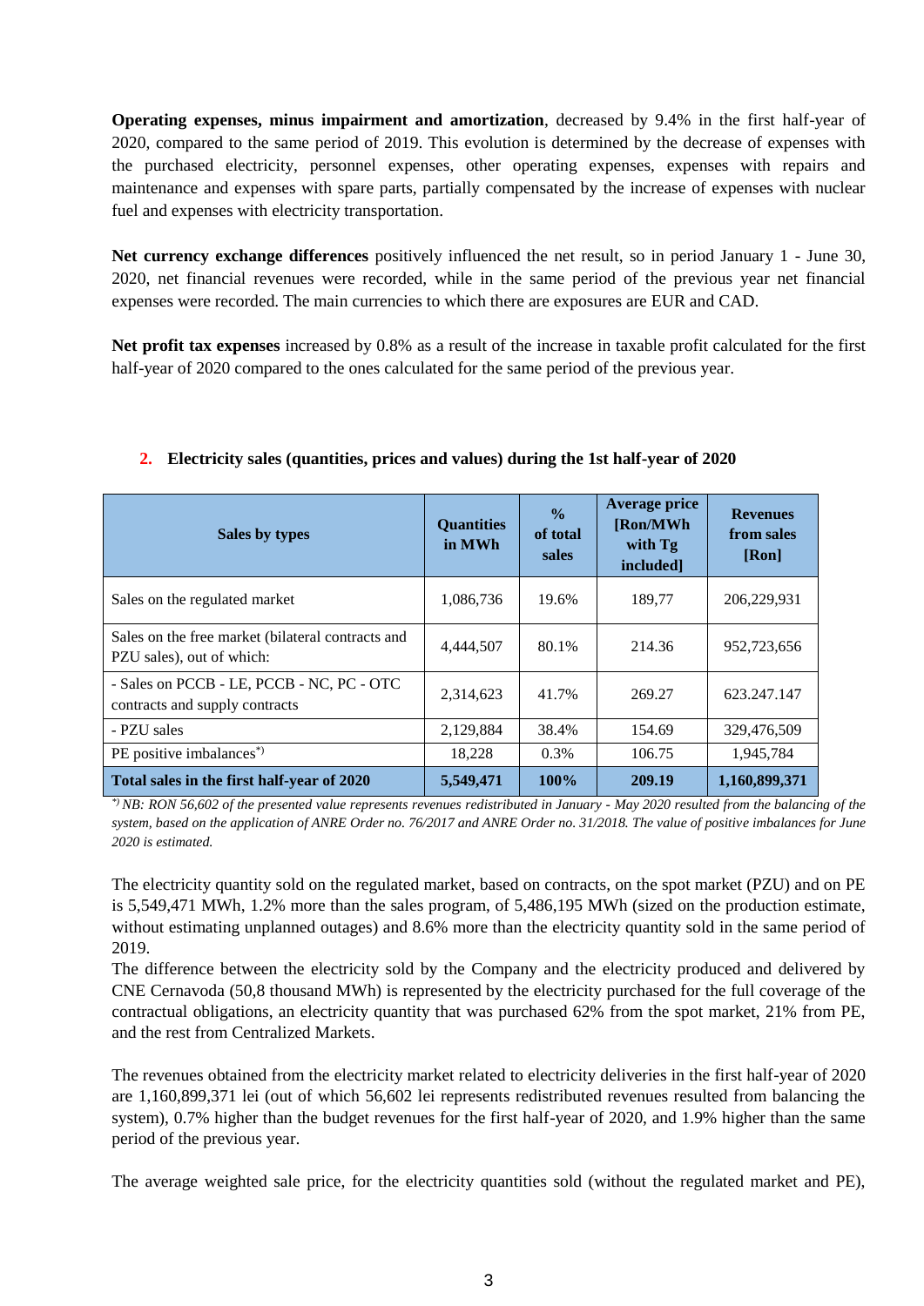**Operating expenses, minus impairment and amortization**, decreased by 9.4% in the first half-year of 2020, compared to the same period of 2019. This evolution is determined by the decrease of expenses with the purchased electricity, personnel expenses, other operating expenses, expenses with repairs and maintenance and expenses with spare parts, partially compensated by the increase of expenses with nuclear fuel and expenses with electricity transportation.

**Net currency exchange differences** positively influenced the net result, so in period January 1 - June 30, 2020, net financial revenues were recorded, while in the same period of the previous year net financial expenses were recorded. The main currencies to which there are exposures are EUR and CAD.

**Net profit tax expenses** increased by 0.8% as a result of the increase in taxable profit calculated for the first half-year of 2020 compared to the ones calculated for the same period of the previous year.

## 2. Electricity sales (quantities, prices and values) during the 1st half-year of 2020

| Sales by types | Quantities in MWh | % of total sales | Average price [Ron/MWh with Tg included] | Revenues from sales [Ron] |
|---|---|---|---|---|
| Sales on the regulated market | 1,086,736 | 19.6% | 189,77 | 206,229,931 |
| Sales on the free market (bilateral contracts and PZU sales), out of which: | 4,444,507 | 80.1% | 214.36 | 952,723,656 |
| - Sales on PCCB - LE, PCCB - NC, PC - OTC contracts and supply contracts | 2,314,623 | 41.7% | 269.27 | 623.247.147 |
| - PZU sales | 2,129,884 | 38.4% | 154.69 | 329,476,509 |
| PE positive imbalances*) | 18,228 | 0.3% | 106.75 | 1,945,784 |
| **Total sales in the first half-year of 2020** | **5,549,471** | **100%** | **209.19** | **1,160,899,371** |

*\*) NB: RON 56,602 of the presented value represents revenues redistributed in January - May 2020 resulted from the balancing of the system, based on the application of ANRE Order no. 76/2017 and ANRE Order no. 31/2018. The value of positive imbalances for June 2020 is estimated.*

The electricity quantity sold on the regulated market, based on contracts, on the spot market (PZU) and on PE is 5,549,471 MWh, 1.2% more than the sales program, of 5,486,195 MWh (sized on the production estimate, without estimating unplanned outages) and 8.6% more than the electricity quantity sold in the same period of 2019.
The difference between the electricity sold by the Company and the electricity produced and delivered by CNE Cernavoda (50,8 thousand MWh) is represented by the electricity purchased for the full coverage of the contractual obligations, an electricity quantity that was purchased 62% from the spot market, 21% from PE, and the rest from Centralized Markets.

The revenues obtained from the electricity market related to electricity deliveries in the first half-year of 2020 are 1,160,899,371 lei (out of which 56,602 lei represents redistributed revenues resulted from balancing the system), 0.7% higher than the budget revenues for the first half-year of 2020, and 1.9% higher than the same period of the previous year.

The average weighted sale price, for the electricity quantities sold (without the regulated market and PE),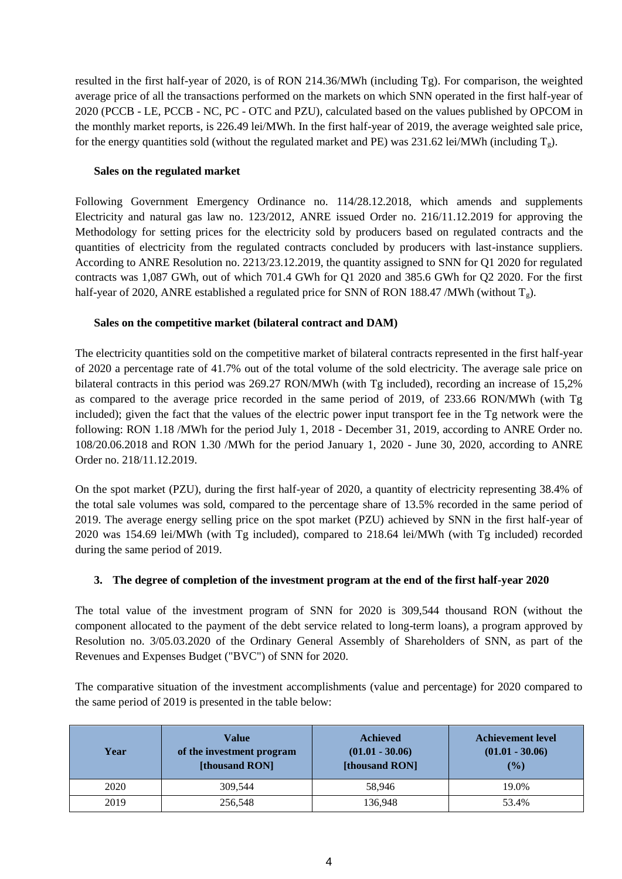resulted in the first half-year of 2020, is of RON 214.36/MWh (including Tg). For comparison, the weighted average price of all the transactions performed on the markets on which SNN operated in the first half-year of 2020 (PCCB - LE, PCCB - NC, PC - OTC and PZU), calculated based on the values published by OPCOM in the monthly market reports, is 226.49 lei/MWh. In the first half-year of 2019, the average weighted sale price, for the energy quantities sold (without the regulated market and PE) was 231.62 lei/MWh (including $T_g$).

**Sales on the regulated market**

Following Government Emergency Ordinance no. 114/28.12.2018, which amends and supplements Electricity and natural gas law no. 123/2012, ANRE issued Order no. 216/11.12.2019 for approving the Methodology for setting prices for the electricity sold by producers based on regulated contracts and the quantities of electricity from the regulated contracts concluded by producers with last-instance suppliers. According to ANRE Resolution no. 2213/23.12.2019, the quantity assigned to SNN for Q1 2020 for regulated contracts was 1,087 GWh, out of which 701.4 GWh for Q1 2020 and 385.6 GWh for Q2 2020. For the first half-year of 2020, ANRE established a regulated price for SNN of RON 188.47 /MWh (without $T_g$).

**Sales on the competitive market (bilateral contract and DAM)**

The electricity quantities sold on the competitive market of bilateral contracts represented in the first half-year of 2020 a percentage rate of 41.7% out of the total volume of the sold electricity. The average sale price on bilateral contracts in this period was 269.27 RON/MWh (with Tg included), recording an increase of 15,2% as compared to the average price recorded in the same period of 2019, of 233.66 RON/MWh (with Tg included); given the fact that the values of the electric power input transport fee in the Tg network were the following: RON 1.18 /MWh for the period July 1, 2018 - December 31, 2019, according to ANRE Order no. 108/20.06.2018 and RON 1.30 /MWh for the period January 1, 2020 - June 30, 2020, according to ANRE Order no. 218/11.12.2019.

On the spot market (PZU), during the first half-year of 2020, a quantity of electricity representing 38.4% of the total sale volumes was sold, compared to the percentage share of 13.5% recorded in the same period of 2019. The average energy selling price on the spot market (PZU) achieved by SNN in the first half-year of 2020 was 154.69 lei/MWh (with Tg included), compared to 218.64 lei/MWh (with Tg included) recorded during the same period of 2019.

### 3. The degree of completion of the investment program at the end of the first half-year 2020

The total value of the investment program of SNN for 2020 is 309,544 thousand RON (without the component allocated to the payment of the debt service related to long-term loans), a program approved by Resolution no. 3/05.03.2020 of the Ordinary General Assembly of Shareholders of SNN, as part of the Revenues and Expenses Budget ("BVC") of SNN for 2020.

The comparative situation of the investment accomplishments (value and percentage) for 2020 compared to the same period of 2019 is presented in the table below:

| Year | Value of the investment program [thousand RON] | Achieved (01.01 - 30.06) [thousand RON] | Achievement level (01.01 - 30.06) (%) |
|---|---|---|---|
| 2020 | 309,544 | 58,946 | 19.0% |
| 2019 | 256,548 | 136,948 | 53.4% |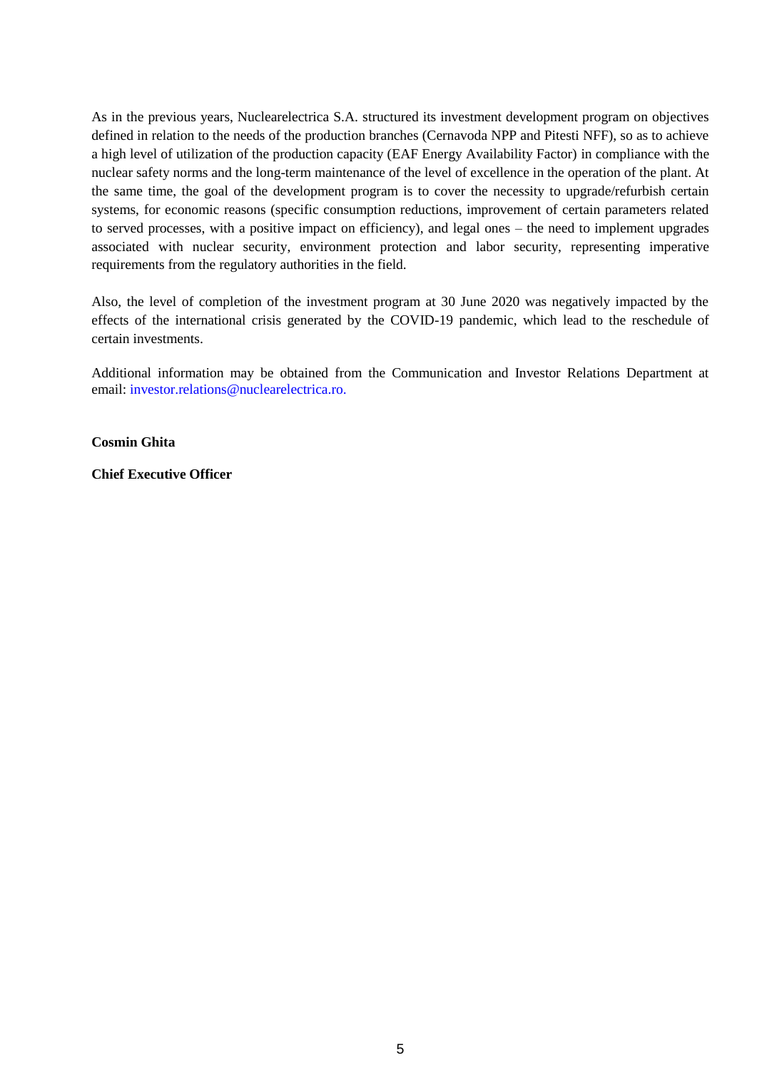As in the previous years, Nuclearelectrica S.A. structured its investment development program on objectives defined in relation to the needs of the production branches (Cernavoda NPP and Pitesti NFF), so as to achieve a high level of utilization of the production capacity (EAF Energy Availability Factor) in compliance with the nuclear safety norms and the long-term maintenance of the level of excellence in the operation of the plant. At the same time, the goal of the development program is to cover the necessity to upgrade/refurbish certain systems, for economic reasons (specific consumption reductions, improvement of certain parameters related to served processes, with a positive impact on efficiency), and legal ones – the need to implement upgrades associated with nuclear security, environment protection and labor security, representing imperative requirements from the regulatory authorities in the field.

Also, the level of completion of the investment program at 30 June 2020 was negatively impacted by the effects of the international crisis generated by the COVID-19 pandemic, which lead to the reschedule of certain investments.

Additional information may be obtained from the Communication and Investor Relations Department at email: investor.relations@nuclearelectrica.ro.

**Cosmin Ghita**

**Chief Executive Officer**